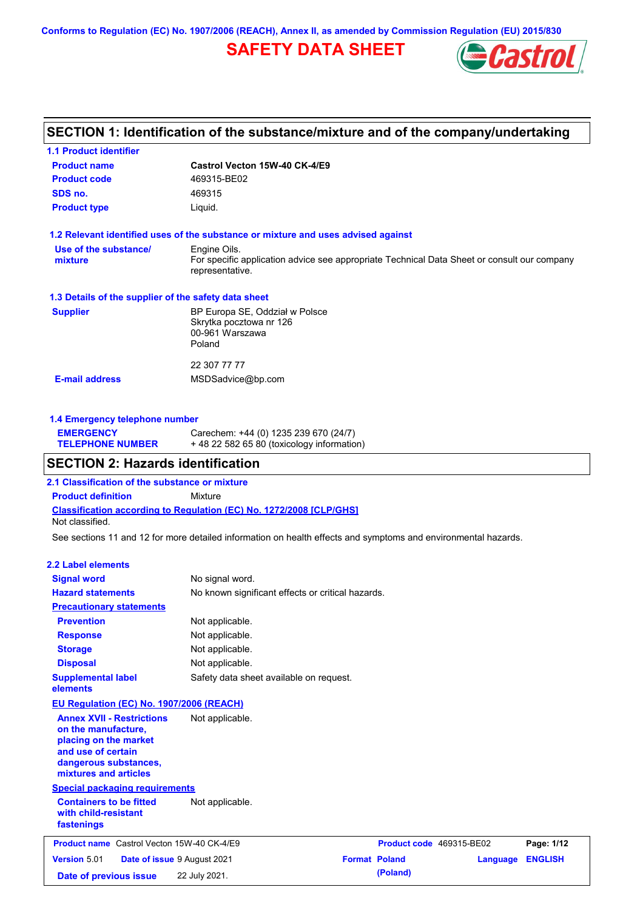Conforms to Regulation (EC) No. 1907/2006 (REACH), Annex II, as amended by Commission Regulation (EU) 2015/830

# SAFETY DATA SHEET

Castrol

## SECTION 1: Identification of the substance/mixture and of the company/undertaking

### 1.1 Product identifier

**Product name** Castrol Vecton 15W-40 CK-4/E9

**Product code** 469315-BE02

**SDS no.** 469315

**Product type** Liquid.

### 1.2 Relevant identified uses of the substance or mixture and uses advised against

**Use of the substance/mixture** Engine Oils.
For specific application advice see appropriate Technical Data Sheet or consult our company representative.

### 1.3 Details of the supplier of the safety data sheet

**Supplier** BP Europa SE, Oddział w Polsce
Skrytka pocztowa nr 126
00-961 Warszawa
Poland

22 307 77 77

**E-mail address** MSDSadvice@bp.com

### 1.4 Emergency telephone number

**EMERGENCY TELEPHONE NUMBER** Carechem: +44 (0) 1235 239 670 (24/7)
+ 48 22 582 65 80 (toxicology information)

## SECTION 2: Hazards identification

### 2.1 Classification of the substance or mixture

**Product definition** Mixture

**Classification according to Regulation (EC) No. 1272/2008 [CLP/GHS]**
Not classified.

See sections 11 and 12 for more detailed information on health effects and symptoms and environmental hazards.

### 2.2 Label elements

**Signal word** No signal word.

**Hazard statements** No known significant effects or critical hazards.

**Precautionary statements**

**Prevention** Not applicable.

**Response** Not applicable.

**Storage** Not applicable.

**Disposal** Not applicable.

**Supplemental label elements** Safety data sheet available on request.

**EU Regulation (EC) No. 1907/2006 (REACH)**

**Annex XVII - Restrictions on the manufacture, placing on the market and use of certain dangerous substances, mixtures and articles** Not applicable.

**Special packaging requirements**

**Containers to be fitted with child-resistant fastenings** Not applicable.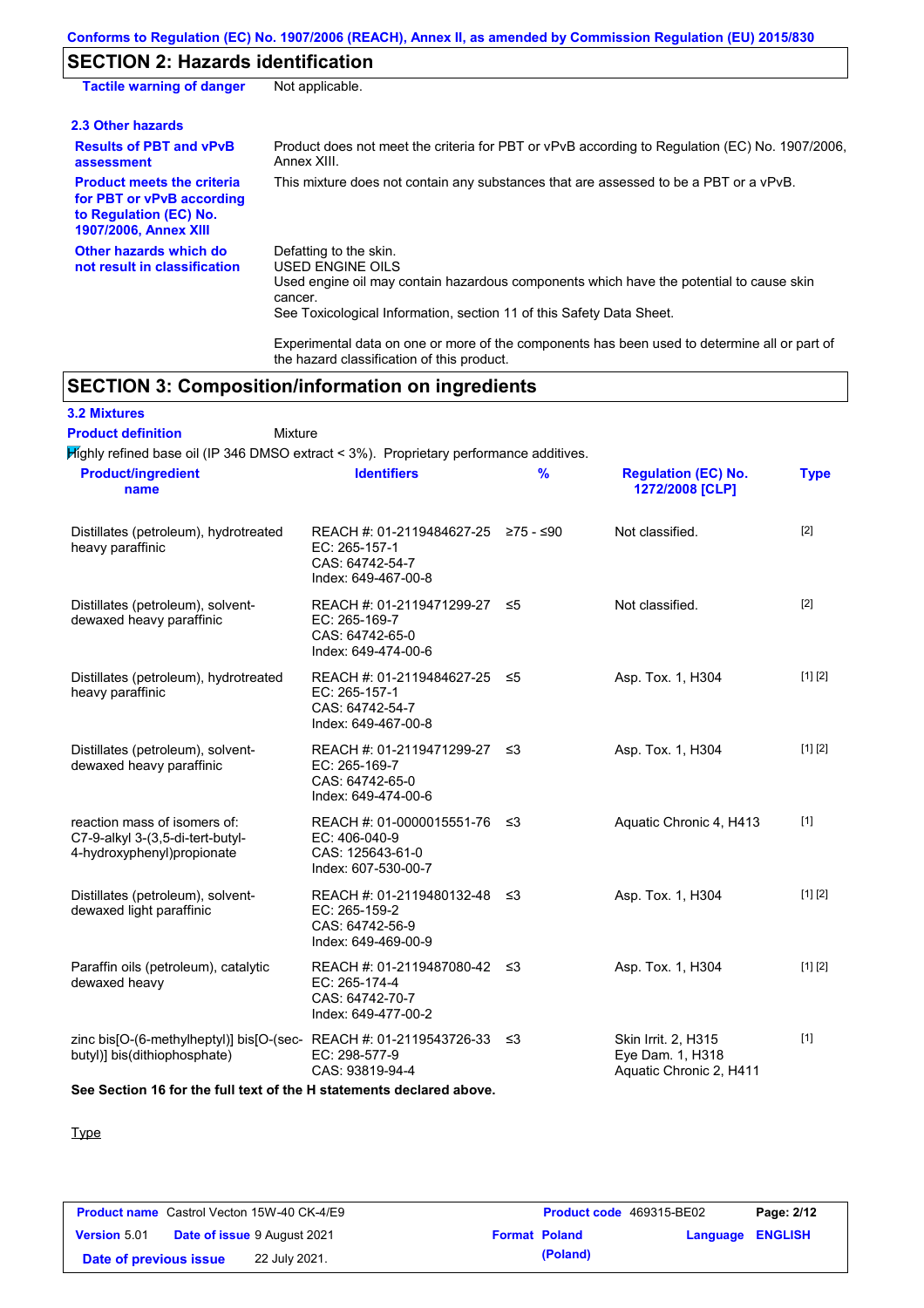## SECTION 2: Hazards identification

| | |
|---|---|
| **Tactile warning of danger** | Not applicable. |

### 2.3 Other hazards

| | |
|---|---|
| **Results of PBT and vPvB assessment** | Product does not meet the criteria for PBT or vPvB according to Regulation (EC) No. 1907/2006, Annex XIII. |
| **Product meets the criteria for PBT or vPvB according to Regulation (EC) No. 1907/2006, Annex XIII** | This mixture does not contain any substances that are assessed to be a PBT or a vPvB. |
| **Other hazards which do not result in classification** | Defatting to the skin.<br>USED ENGINE OILS<br>Used engine oil may contain hazardous components which have the potential to cause skin cancer.<br>See Toxicological Information, section 11 of this Safety Data Sheet.<br><br>Experimental data on one or more of the components has been used to determine all or part of the hazard classification of this product. |

## SECTION 3: Composition/information on ingredients

### 3.2 Mixtures

**Product definition** Mixture

Highly refined base oil (IP 346 DMSO extract < 3%). Proprietary performance additives.

| Product/ingredient name | Identifiers | % | Regulation (EC) No. 1272/2008 [CLP] | Type |
|---|---|---|---|---|
| Distillates (petroleum), hydrotreated heavy paraffinic | REACH #: 01-2119484627-25<br>EC: 265-157-1<br>CAS: 64742-54-7<br>Index: 649-467-00-8 | ≥75 - ≤90 | Not classified. | [2] |
| Distillates (petroleum), solvent-dewaxed heavy paraffinic | REACH #: 01-2119471299-27<br>EC: 265-169-7<br>CAS: 64742-65-0<br>Index: 649-474-00-6 | ≤5 | Not classified. | [2] |
| Distillates (petroleum), hydrotreated heavy paraffinic | REACH #: 01-2119484627-25<br>EC: 265-157-1<br>CAS: 64742-54-7<br>Index: 649-467-00-8 | ≤5 | Asp. Tox. 1, H304 | [1] [2] |
| Distillates (petroleum), solvent-dewaxed heavy paraffinic | REACH #: 01-2119471299-27<br>EC: 265-169-7<br>CAS: 64742-65-0<br>Index: 649-474-00-6 | ≤3 | Asp. Tox. 1, H304 | [1] [2] |
| reaction mass of isomers of: C7-9-alkyl 3-(3,5-di-tert-butyl-4-hydroxyphenyl)propionate | REACH #: 01-0000015551-76<br>EC: 406-040-9<br>CAS: 125643-61-0<br>Index: 607-530-00-7 | ≤3 | Aquatic Chronic 4, H413 | [1] |
| Distillates (petroleum), solvent-dewaxed light paraffinic | REACH #: 01-2119480132-48<br>EC: 265-159-2<br>CAS: 64742-56-9<br>Index: 649-469-00-9 | ≤3 | Asp. Tox. 1, H304 | [1] [2] |
| Paraffin oils (petroleum), catalytic dewaxed heavy | REACH #: 01-2119487080-42<br>EC: 265-174-4<br>CAS: 64742-70-7<br>Index: 649-477-00-2 | ≤3 | Asp. Tox. 1, H304 | [1] [2] |
| zinc bis[O-(6-methylheptyl)] bis[O-(sec-butyl)] bis(dithiophosphate) | REACH #: 01-2119543726-33<br>EC: 298-577-9<br>CAS: 93819-94-4 | ≤3 | Skin Irrit. 2, H315<br>Eye Dam. 1, H318<br>Aquatic Chronic 2, H411 | [1] |

**See Section 16 for the full text of the H statements declared above.**

Type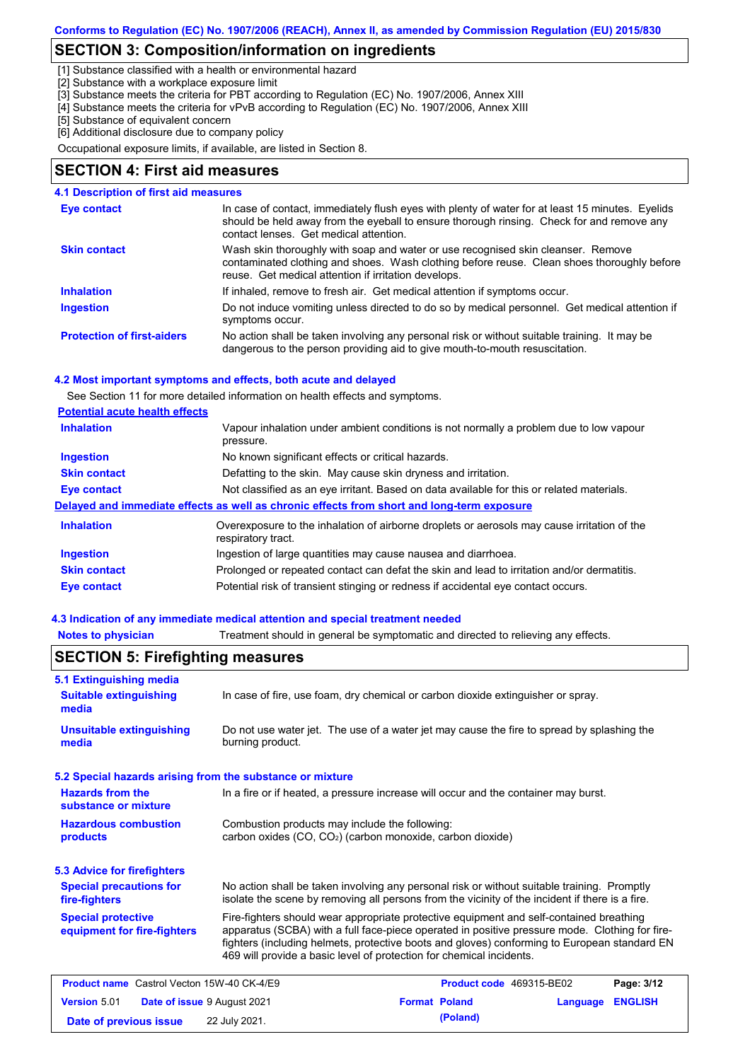## SECTION 3: Composition/information on ingredients

[1] Substance classified with a health or environmental hazard
[2] Substance with a workplace exposure limit
[3] Substance meets the criteria for PBT according to Regulation (EC) No. 1907/2006, Annex XIII
[4] Substance meets the criteria for vPvB according to Regulation (EC) No. 1907/2006, Annex XIII
[5] Substance of equivalent concern
[6] Additional disclosure due to company policy

Occupational exposure limits, if available, are listed in Section 8.

## SECTION 4: First aid measures

### 4.1 Description of first aid measures

| | |
|---|---|
| **Eye contact** | In case of contact, immediately flush eyes with plenty of water for at least 15 minutes. Eyelids should be held away from the eyeball to ensure thorough rinsing. Check for and remove any contact lenses. Get medical attention. |
| **Skin contact** | Wash skin thoroughly with soap and water or use recognised skin cleanser. Remove contaminated clothing and shoes. Wash clothing before reuse. Clean shoes thoroughly before reuse. Get medical attention if irritation develops. |
| **Inhalation** | If inhaled, remove to fresh air. Get medical attention if symptoms occur. |
| **Ingestion** | Do not induce vomiting unless directed to do so by medical personnel. Get medical attention if symptoms occur. |
| **Protection of first-aiders** | No action shall be taken involving any personal risk or without suitable training. It may be dangerous to the person providing aid to give mouth-to-mouth resuscitation. |

### 4.2 Most important symptoms and effects, both acute and delayed

See Section 11 for more detailed information on health effects and symptoms.

**Potential acute health effects**

| | |
|---|---|
| **Inhalation** | Vapour inhalation under ambient conditions is not normally a problem due to low vapour pressure. |
| **Ingestion** | No known significant effects or critical hazards. |
| **Skin contact** | Defatting to the skin. May cause skin dryness and irritation. |
| **Eye contact** | Not classified as an eye irritant. Based on data available for this or related materials. |

**Delayed and immediate effects as well as chronic effects from short and long-term exposure**

| | |
|---|---|
| **Inhalation** | Overexposure to the inhalation of airborne droplets or aerosols may cause irritation of the respiratory tract. |
| **Ingestion** | Ingestion of large quantities may cause nausea and diarrhoea. |
| **Skin contact** | Prolonged or repeated contact can defat the skin and lead to irritation and/or dermatitis. |
| **Eye contact** | Potential risk of transient stinging or redness if accidental eye contact occurs. |

### 4.3 Indication of any immediate medical attention and special treatment needed

| | |
|---|---|
| **Notes to physician** | Treatment should in general be symptomatic and directed to relieving any effects. |

## SECTION 5: Firefighting measures

### 5.1 Extinguishing media

| | |
|---|---|
| **Suitable extinguishing media** | In case of fire, use foam, dry chemical or carbon dioxide extinguisher or spray. |
| **Unsuitable extinguishing media** | Do not use water jet. The use of a water jet may cause the fire to spread by splashing the burning product. |

### 5.2 Special hazards arising from the substance or mixture

| | |
|---|---|
| **Hazards from the substance or mixture** | In a fire or if heated, a pressure increase will occur and the container may burst. |
| **Hazardous combustion products** | Combustion products may include the following: carbon oxides (CO, $CO_2$) (carbon monoxide, carbon dioxide) |

### 5.3 Advice for firefighters

| | |
|---|---|
| **Special precautions for fire-fighters** | No action shall be taken involving any personal risk or without suitable training. Promptly isolate the scene by removing all persons from the vicinity of the incident if there is a fire. |
| **Special protective equipment for fire-fighters** | Fire-fighters should wear appropriate protective equipment and self-contained breathing apparatus (SCBA) with a full face-piece operated in positive pressure mode. Clothing for fire-fighters (including helmets, protective boots and gloves) conforming to European standard EN 469 will provide a basic level of protection for chemical incidents. |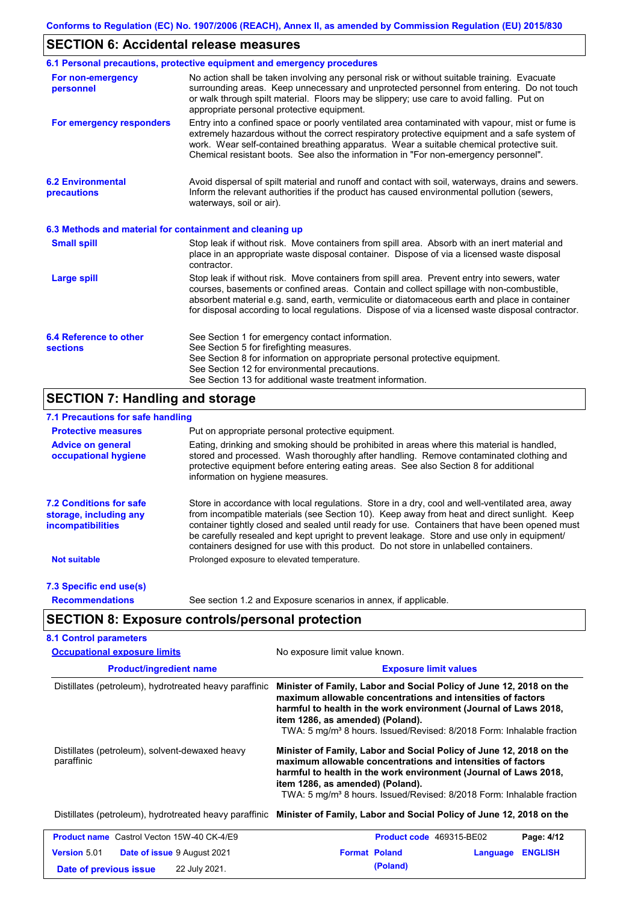## SECTION 6: Accidental release measures

### 6.1 Personal precautions, protective equipment and emergency procedures

**For non-emergency personnel**
No action shall be taken involving any personal risk or without suitable training. Evacuate surrounding areas. Keep unnecessary and unprotected personnel from entering. Do not touch or walk through spilt material. Floors may be slippery; use care to avoid falling. Put on appropriate personal protective equipment.

**For emergency responders**
Entry into a confined space or poorly ventilated area contaminated with vapour, mist or fume is extremely hazardous without the correct respiratory protective equipment and a safe system of work. Wear self-contained breathing apparatus. Wear a suitable chemical protective suit. Chemical resistant boots. See also the information in "For non-emergency personnel".

### 6.2 Environmental precautions

Avoid dispersal of spilt material and runoff and contact with soil, waterways, drains and sewers. Inform the relevant authorities if the product has caused environmental pollution (sewers, waterways, soil or air).

### 6.3 Methods and material for containment and cleaning up

**Small spill**
Stop leak if without risk. Move containers from spill area. Absorb with an inert material and place in an appropriate waste disposal container. Dispose of via a licensed waste disposal contractor.

**Large spill**
Stop leak if without risk. Move containers from spill area. Prevent entry into sewers, water courses, basements or confined areas. Contain and collect spillage with non-combustible, absorbent material e.g. sand, earth, vermiculite or diatomaceous earth and place in container for disposal according to local regulations. Dispose of via a licensed waste disposal contractor.

### 6.4 Reference to other sections

See Section 1 for emergency contact information.
See Section 5 for firefighting measures.
See Section 8 for information on appropriate personal protective equipment.
See Section 12 for environmental precautions.
See Section 13 for additional waste treatment information.

## SECTION 7: Handling and storage

### 7.1 Precautions for safe handling

**Protective measures**
Put on appropriate personal protective equipment.

**Advice on general occupational hygiene**
Eating, drinking and smoking should be prohibited in areas where this material is handled, stored and processed. Wash thoroughly after handling. Remove contaminated clothing and protective equipment before entering eating areas. See also Section 8 for additional information on hygiene measures.

### 7.2 Conditions for safe storage, including any incompatibilities

Store in accordance with local regulations. Store in a dry, cool and well-ventilated area, away from incompatible materials (see Section 10). Keep away from heat and direct sunlight. Keep container tightly closed and sealed until ready for use. Containers that have been opened must be carefully resealed and kept upright to prevent leakage. Store and use only in equipment/ containers designed for use with this product. Do not store in unlabelled containers.

**Not suitable**
Prolonged exposure to elevated temperature.

### 7.3 Specific end use(s)

**Recommendations**
See section 1.2 and Exposure scenarios in annex, if applicable.

## SECTION 8: Exposure controls/personal protection

### 8.1 Control parameters

**Occupational exposure limits**
No exposure limit value known.

| Product/ingredient name | Exposure limit values |
|---|---|
| Distillates (petroleum), hydrotreated heavy paraffinic | **Minister of Family, Labor and Social Policy of June 12, 2018 on the maximum allowable concentrations and intensities of factors harmful to health in the work environment (Journal of Laws 2018, item 1286, as amended) (Poland).** TWA: 5 mg/m³ 8 hours. Issued/Revised: 8/2018 Form: Inhalable fraction |
| Distillates (petroleum), solvent-dewaxed heavy paraffinic | **Minister of Family, Labor and Social Policy of June 12, 2018 on the maximum allowable concentrations and intensities of factors harmful to health in the work environment (Journal of Laws 2018, item 1286, as amended) (Poland).** TWA: 5 mg/m³ 8 hours. Issued/Revised: 8/2018 Form: Inhalable fraction |
| Distillates (petroleum), hydrotreated heavy paraffinic | **Minister of Family, Labor and Social Policy of June 12, 2018 on the** |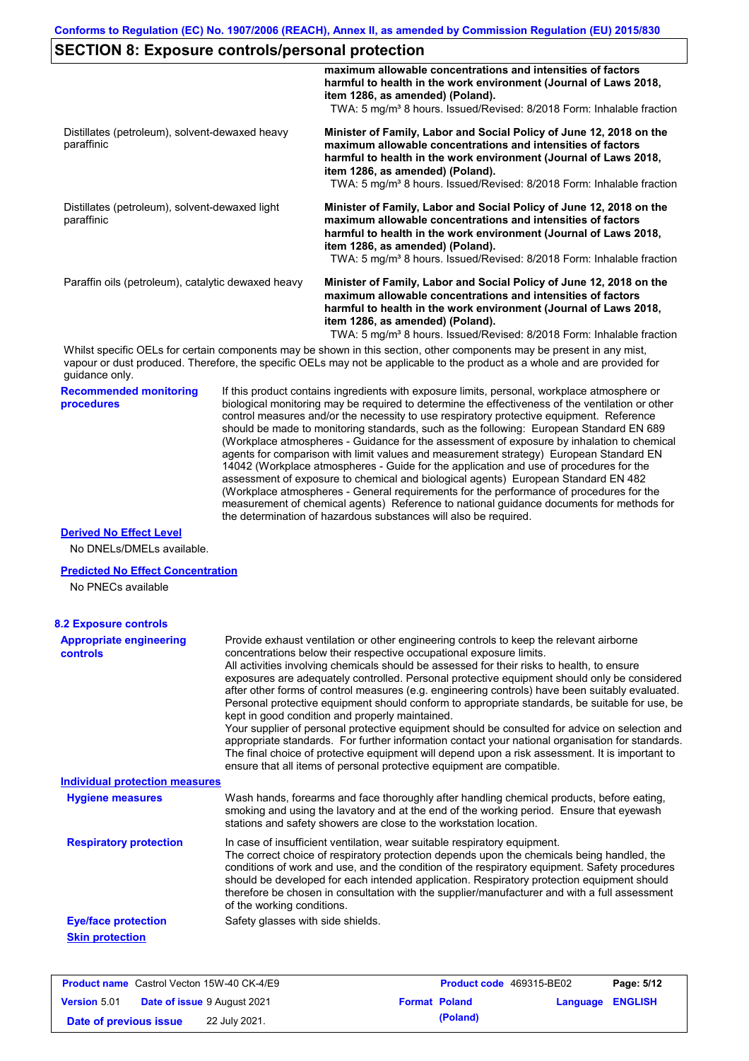## SECTION 8: Exposure controls/personal protection

| | |
|---|---|
| | **maximum allowable concentrations and intensities of factors harmful to health in the work environment (Journal of Laws 2018, item 1286, as amended) (Poland).** TWA: 5 mg/m³ 8 hours. Issued/Revised: 8/2018 Form: Inhalable fraction |
| Distillates (petroleum), solvent-dewaxed heavy paraffinic | **Minister of Family, Labor and Social Policy of June 12, 2018 on the maximum allowable concentrations and intensities of factors harmful to health in the work environment (Journal of Laws 2018, item 1286, as amended) (Poland).** TWA: 5 mg/m³ 8 hours. Issued/Revised: 8/2018 Form: Inhalable fraction |
| Distillates (petroleum), solvent-dewaxed light paraffinic | **Minister of Family, Labor and Social Policy of June 12, 2018 on the maximum allowable concentrations and intensities of factors harmful to health in the work environment (Journal of Laws 2018, item 1286, as amended) (Poland).** TWA: 5 mg/m³ 8 hours. Issued/Revised: 8/2018 Form: Inhalable fraction |
| Paraffin oils (petroleum), catalytic dewaxed heavy | **Minister of Family, Labor and Social Policy of June 12, 2018 on the maximum allowable concentrations and intensities of factors harmful to health in the work environment (Journal of Laws 2018, item 1286, as amended) (Poland).** TWA: 5 mg/m³ 8 hours. Issued/Revised: 8/2018 Form: Inhalable fraction |

Whilst specific OELs for certain components may be shown in this section, other components may be present in any mist, vapour or dust produced. Therefore, the specific OELs may not be applicable to the product as a whole and are provided for guidance only.

**Recommended monitoring procedures**

If this product contains ingredients with exposure limits, personal, workplace atmosphere or biological monitoring may be required to determine the effectiveness of the ventilation or other control measures and/or the necessity to use respiratory protective equipment. Reference should be made to monitoring standards, such as the following: European Standard EN 689 (Workplace atmospheres - Guidance for the assessment of exposure by inhalation to chemical agents for comparison with limit values and measurement strategy) European Standard EN 14042 (Workplace atmospheres - Guide for the application and use of procedures for the assessment of exposure to chemical and biological agents) European Standard EN 482 (Workplace atmospheres - General requirements for the performance of procedures for the measurement of chemical agents) Reference to national guidance documents for methods for the determination of hazardous substances will also be required.

**Derived No Effect Level**

No DNELs/DMELs available.

**Predicted No Effect Concentration**

No PNECs available

### 8.2 Exposure controls

**Appropriate engineering controls**

Provide exhaust ventilation or other engineering controls to keep the relevant airborne concentrations below their respective occupational exposure limits.
All activities involving chemicals should be assessed for their risks to health, to ensure exposures are adequately controlled. Personal protective equipment should only be considered after other forms of control measures (e.g. engineering controls) have been suitably evaluated. Personal protective equipment should conform to appropriate standards, be suitable for use, be kept in good condition and properly maintained.
Your supplier of personal protective equipment should be consulted for advice on selection and appropriate standards. For further information contact your national organisation for standards. The final choice of protective equipment will depend upon a risk assessment. It is important to ensure that all items of personal protective equipment are compatible.

**Individual protection measures**

**Hygiene measures**

Wash hands, forearms and face thoroughly after handling chemical products, before eating, smoking and using the lavatory and at the end of the working period. Ensure that eyewash stations and safety showers are close to the workstation location.

**Respiratory protection**

In case of insufficient ventilation, wear suitable respiratory equipment.
The correct choice of respiratory protection depends upon the chemicals being handled, the conditions of work and use, and the condition of the respiratory equipment. Safety procedures should be developed for each intended application. Respiratory protection equipment should therefore be chosen in consultation with the supplier/manufacturer and with a full assessment of the working conditions.

**Eye/face protection**

Safety glasses with side shields.

**Skin protection**

| | | | |
|---|---|---|---|
| **Product name** Castrol Vecton 15W-40 CK-4/E9 | | **Product code** 469315-BE02 | |
| **Version** 5.01 | **Date of issue** 9 August 2021 | **Format** Poland (Poland) | **Language** ENGLISH |
| **Date of previous issue** | 22 July 2021. | | |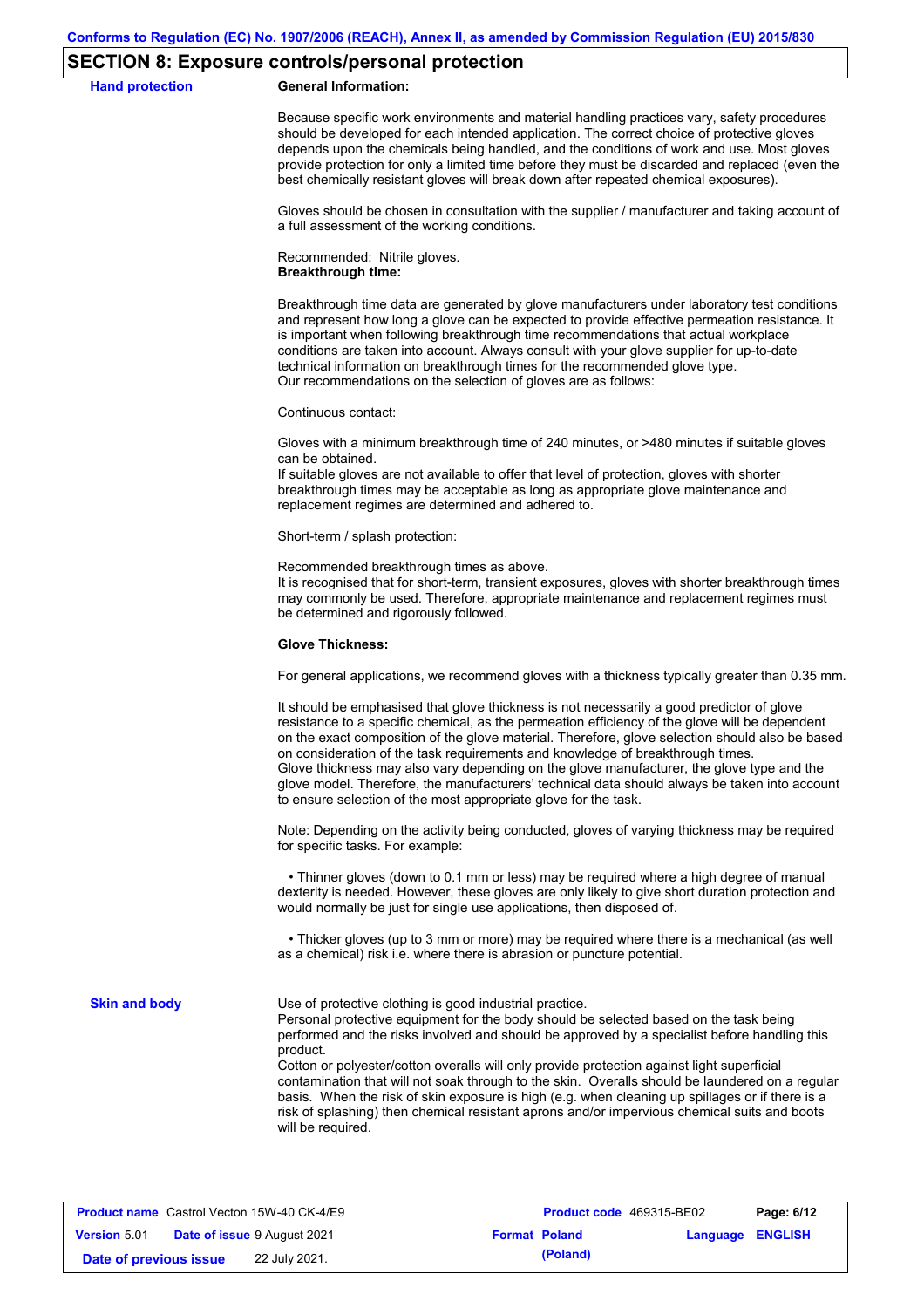## SECTION 8: Exposure controls/personal protection

**Hand protection**

**General Information:**

Because specific work environments and material handling practices vary, safety procedures should be developed for each intended application. The correct choice of protective gloves depends upon the chemicals being handled, and the conditions of work and use. Most gloves provide protection for only a limited time before they must be discarded and replaced (even the best chemically resistant gloves will break down after repeated chemical exposures).

Gloves should be chosen in consultation with the supplier / manufacturer and taking account of a full assessment of the working conditions.

Recommended: Nitrile gloves.
**Breakthrough time:**

Breakthrough time data are generated by glove manufacturers under laboratory test conditions and represent how long a glove can be expected to provide effective permeation resistance. It is important when following breakthrough time recommendations that actual workplace conditions are taken into account. Always consult with your glove supplier for up-to-date technical information on breakthrough times for the recommended glove type.
Our recommendations on the selection of gloves are as follows:

Continuous contact:

Gloves with a minimum breakthrough time of 240 minutes, or >480 minutes if suitable gloves can be obtained.
If suitable gloves are not available to offer that level of protection, gloves with shorter breakthrough times may be acceptable as long as appropriate glove maintenance and replacement regimes are determined and adhered to.

Short-term / splash protection:

Recommended breakthrough times as above.
It is recognised that for short-term, transient exposures, gloves with shorter breakthrough times may commonly be used. Therefore, appropriate maintenance and replacement regimes must be determined and rigorously followed.

**Glove Thickness:**

For general applications, we recommend gloves with a thickness typically greater than 0.35 mm.

It should be emphasised that glove thickness is not necessarily a good predictor of glove resistance to a specific chemical, as the permeation efficiency of the glove will be dependent on the exact composition of the glove material. Therefore, glove selection should also be based on consideration of the task requirements and knowledge of breakthrough times.
Glove thickness may also vary depending on the glove manufacturer, the glove type and the glove model. Therefore, the manufacturers' technical data should always be taken into account to ensure selection of the most appropriate glove for the task.

Note: Depending on the activity being conducted, gloves of varying thickness may be required for specific tasks. For example:

- Thinner gloves (down to 0.1 mm or less) may be required where a high degree of manual dexterity is needed. However, these gloves are only likely to give short duration protection and would normally be just for single use applications, then disposed of.

- Thicker gloves (up to 3 mm or more) may be required where there is a mechanical (as well as a chemical) risk i.e. where there is abrasion or puncture potential.

**Skin and body**

Use of protective clothing is good industrial practice.
Personal protective equipment for the body should be selected based on the task being performed and the risks involved and should be approved by a specialist before handling this product.
Cotton or polyester/cotton overalls will only provide protection against light superficial contamination that will not soak through to the skin. Overalls should be laundered on a regular basis. When the risk of skin exposure is high (e.g. when cleaning up spillages or if there is a risk of splashing) then chemical resistant aprons and/or impervious chemical suits and boots will be required.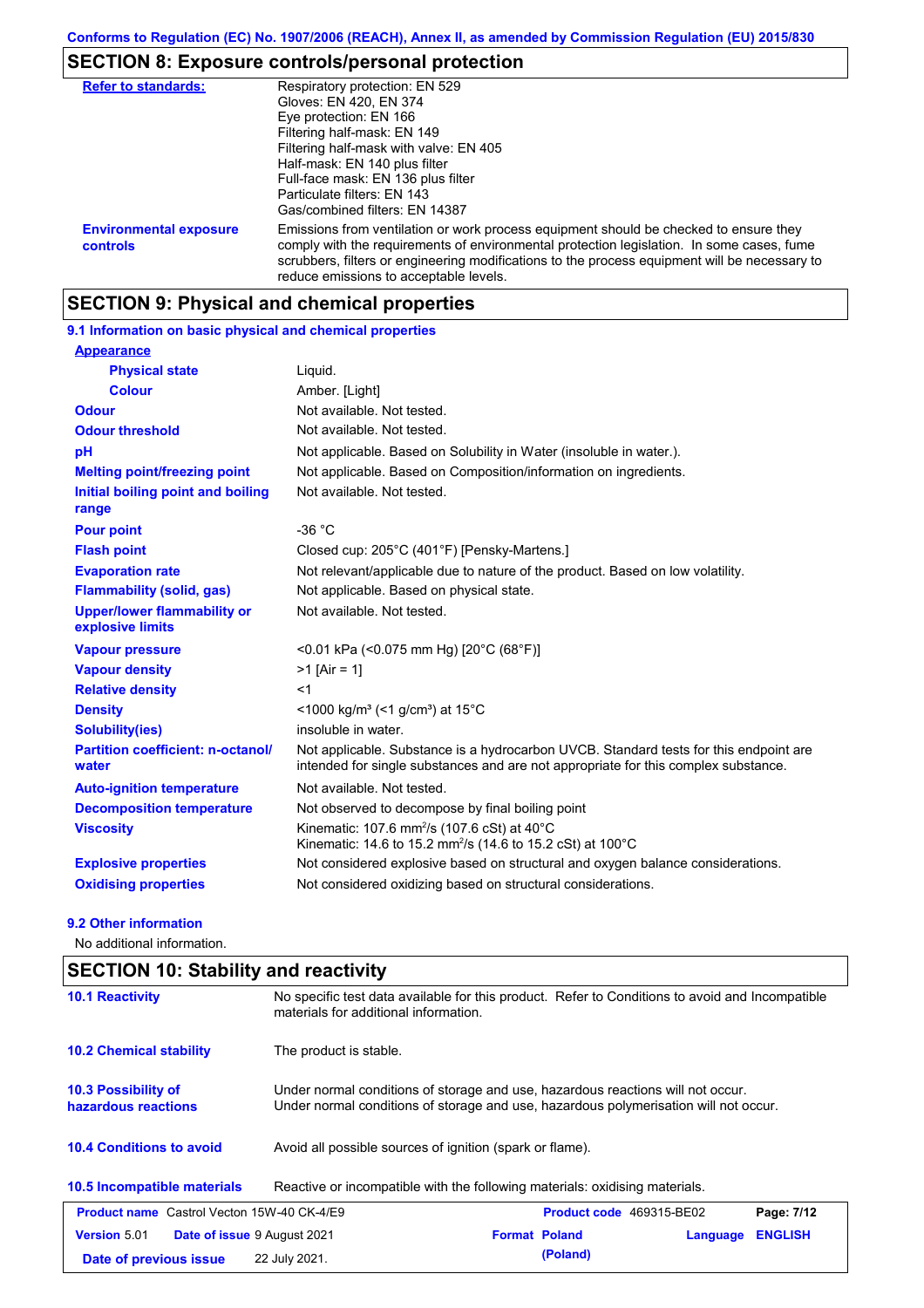Conforms to Regulation (EC) No. 1907/2006 (REACH), Annex II, as amended by Commission Regulation (EU) 2015/830

## SECTION 8: Exposure controls/personal protection

| | |
|---|---|
| **Refer to standards:** | Respiratory protection: EN 529<br>Gloves: EN 420, EN 374<br>Eye protection: EN 166<br>Filtering half-mask: EN 149<br>Filtering half-mask with valve: EN 405<br>Half-mask: EN 140 plus filter<br>Full-face mask: EN 136 plus filter<br>Particulate filters: EN 143<br>Gas/combined filters: EN 14387 |
| **Environmental exposure controls** | Emissions from ventilation or work process equipment should be checked to ensure they comply with the requirements of environmental protection legislation. In some cases, fume scrubbers, filters or engineering modifications to the process equipment will be necessary to reduce emissions to acceptable levels. |

## SECTION 9: Physical and chemical properties

### 9.1 Information on basic physical and chemical properties

| | |
|---|---|
| **Appearance** | |
| **Physical state** | Liquid. |
| **Colour** | Amber. [Light] |
| **Odour** | Not available. Not tested. |
| **Odour threshold** | Not available. Not tested. |
| **pH** | Not applicable. Based on Solubility in Water (insoluble in water.). |
| **Melting point/freezing point** | Not applicable. Based on Composition/information on ingredients. |
| **Initial boiling point and boiling range** | Not available. Not tested. |
| **Pour point** | -36 °C |
| **Flash point** | Closed cup: 205°C (401°F) [Pensky-Martens.] |
| **Evaporation rate** | Not relevant/applicable due to nature of the product. Based on low volatility. |
| **Flammability (solid, gas)** | Not applicable. Based on physical state. |
| **Upper/lower flammability or explosive limits** | Not available. Not tested. |
| **Vapour pressure** | <0.01 kPa (<0.075 mm Hg) [20°C (68°F)] |
| **Vapour density** | >1 [Air = 1] |
| **Relative density** | <1 |
| **Density** | <1000 kg/m³ (<1 g/cm³) at 15°C |
| **Solubility(ies)** | insoluble in water. |
| **Partition coefficient: n-octanol/water** | Not applicable. Substance is a hydrocarbon UVCB. Standard tests for this endpoint are intended for single substances and are not appropriate for this complex substance. |
| **Auto-ignition temperature** | Not available. Not tested. |
| **Decomposition temperature** | Not observed to decompose by final boiling point |
| **Viscosity** | Kinematic: 107.6 $mm^2/s$ (107.6 cSt) at 40°C<br>Kinematic: 14.6 to 15.2 $mm^2/s$ (14.6 to 15.2 cSt) at 100°C |
| **Explosive properties** | Not considered explosive based on structural and oxygen balance considerations. |
| **Oxidising properties** | Not considered oxidizing based on structural considerations. |

### 9.2 Other information

No additional information.

## SECTION 10: Stability and reactivity

| | |
|---|---|
| **10.1 Reactivity** | No specific test data available for this product. Refer to Conditions to avoid and Incompatible materials for additional information. |
| **10.2 Chemical stability** | The product is stable. |
| **10.3 Possibility of hazardous reactions** | Under normal conditions of storage and use, hazardous reactions will not occur.<br>Under normal conditions of storage and use, hazardous polymerisation will not occur. |
| **10.4 Conditions to avoid** | Avoid all possible sources of ignition (spark or flame). |
| **10.5 Incompatible materials** | Reactive or incompatible with the following materials: oxidising materials. |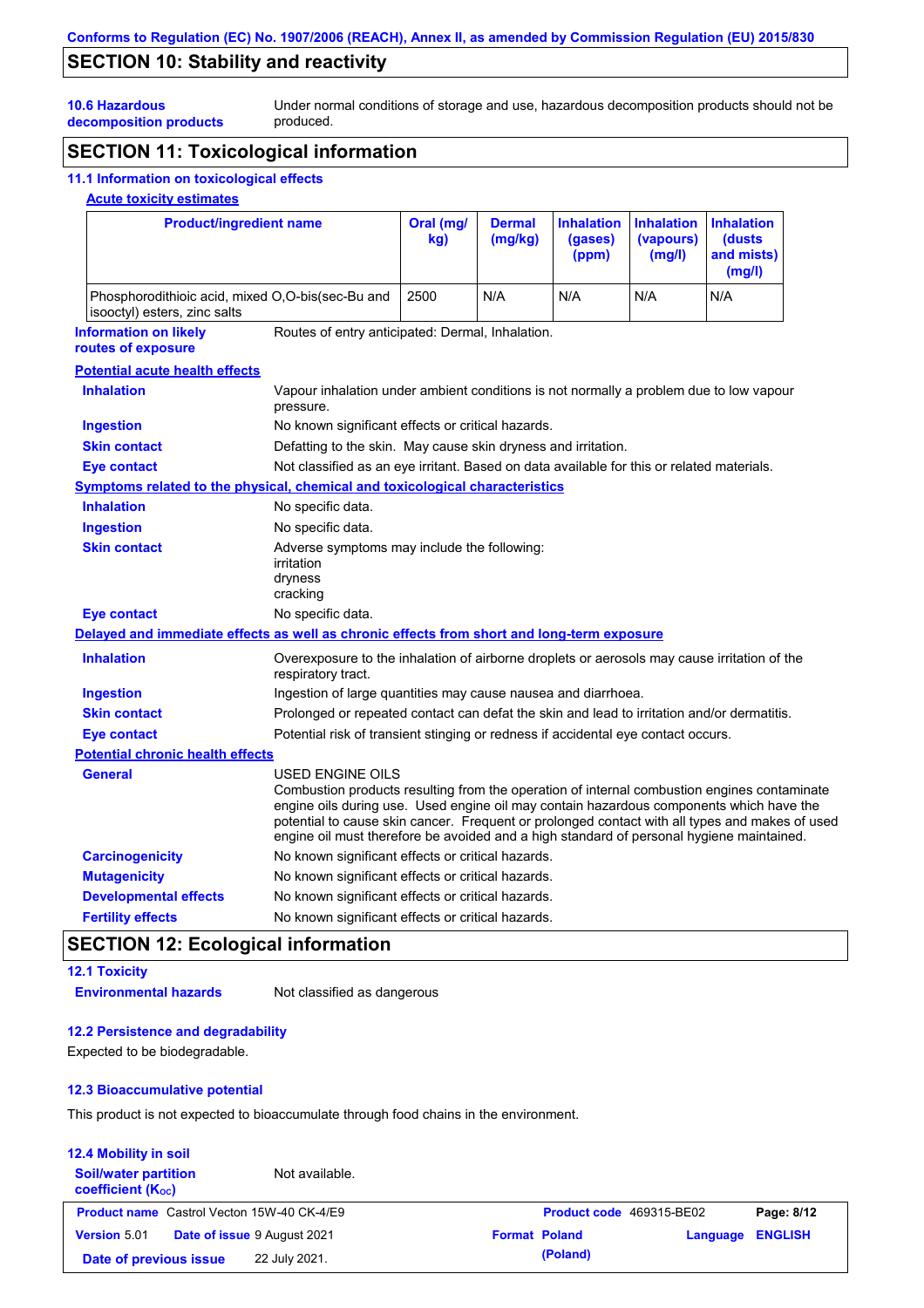## SECTION 10: Stability and reactivity

**10.6 Hazardous decomposition products** Under normal conditions of storage and use, hazardous decomposition products should not be produced.

## SECTION 11: Toxicological information

### 11.1 Information on toxicological effects

**Acute toxicity estimates**

| Product/ingredient name | Oral (mg/kg) | Dermal (mg/kg) | Inhalation (gases) (ppm) | Inhalation (vapours) (mg/l) | Inhalation (dusts and mists) (mg/l) |
|---|---|---|---|---|---|
| Phosphorodithioic acid, mixed O,O-bis(sec-Bu and isooctyl) esters, zinc salts | 2500 | N/A | N/A | N/A | N/A |

**Information on likely routes of exposure** Routes of entry anticipated: Dermal, Inhalation.

**Potential acute health effects**

**Inhalation** Vapour inhalation under ambient conditions is not normally a problem due to low vapour pressure.

**Ingestion** No known significant effects or critical hazards.

**Skin contact** Defatting to the skin. May cause skin dryness and irritation.

**Eye contact** Not classified as an eye irritant. Based on data available for this or related materials.

**Symptoms related to the physical, chemical and toxicological characteristics**

**Inhalation** No specific data.

**Ingestion** No specific data.

**Skin contact** Adverse symptoms may include the following:
irritation
dryness
cracking

**Eye contact** No specific data.

**Delayed and immediate effects as well as chronic effects from short and long-term exposure**

**Inhalation** Overexposure to the inhalation of airborne droplets or aerosols may cause irritation of the respiratory tract.

**Ingestion** Ingestion of large quantities may cause nausea and diarrhoea.

**Skin contact** Prolonged or repeated contact can defat the skin and lead to irritation and/or dermatitis.

**Eye contact** Potential risk of transient stinging or redness if accidental eye contact occurs.

**Potential chronic health effects**

**General** USED ENGINE OILS
Combustion products resulting from the operation of internal combustion engines contaminate engine oils during use. Used engine oil may contain hazardous components which have the potential to cause skin cancer. Frequent or prolonged contact with all types and makes of used engine oil must therefore be avoided and a high standard of personal hygiene maintained.

**Carcinogenicity** No known significant effects or critical hazards.

**Mutagenicity** No known significant effects or critical hazards.

**Developmental effects** No known significant effects or critical hazards.

**Fertility effects** No known significant effects or critical hazards.

## SECTION 12: Ecological information

### 12.1 Toxicity

**Environmental hazards** Not classified as dangerous

### 12.2 Persistence and degradability

Expected to be biodegradable.

### 12.3 Bioaccumulative potential

This product is not expected to bioaccumulate through food chains in the environment.

### 12.4 Mobility in soil

**Soil/water partition coefficient ($K_{OC}$)** Not available.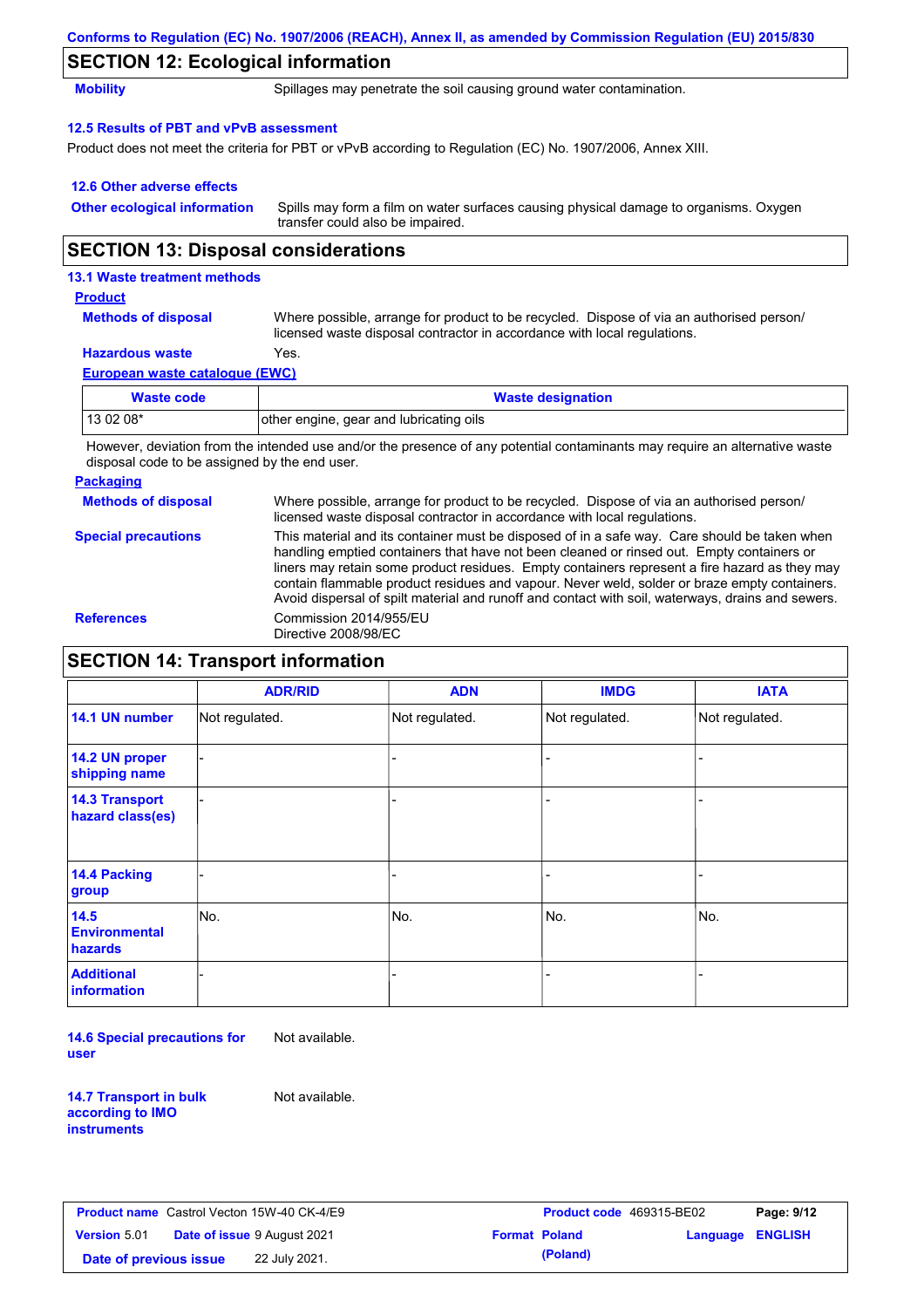## SECTION 12: Ecological information

**Mobility** Spillages may penetrate the soil causing ground water contamination.

### 12.5 Results of PBT and vPvB assessment

Product does not meet the criteria for PBT or vPvB according to Regulation (EC) No. 1907/2006, Annex XIII.

### 12.6 Other adverse effects

**Other ecological information** Spills may form a film on water surfaces causing physical damage to organisms. Oxygen transfer could also be impaired.

## SECTION 13: Disposal considerations

### 13.1 Waste treatment methods

**Product**

**Methods of disposal** Where possible, arrange for product to be recycled. Dispose of via an authorised person/ licensed waste disposal contractor in accordance with local regulations.

**Hazardous waste** Yes.

**European waste catalogue (EWC)**

| Waste code | Waste designation |
|---|---|
| 13 02 08* | other engine, gear and lubricating oils |

However, deviation from the intended use and/or the presence of any potential contaminants may require an alternative waste disposal code to be assigned by the end user.

**Packaging**

**Methods of disposal** Where possible, arrange for product to be recycled. Dispose of via an authorised person/ licensed waste disposal contractor in accordance with local regulations.

**Special precautions** This material and its container must be disposed of in a safe way. Care should be taken when handling emptied containers that have not been cleaned or rinsed out. Empty containers or liners may retain some product residues. Empty containers represent a fire hazard as they may contain flammable product residues and vapour. Never weld, solder or braze empty containers. Avoid dispersal of spilt material and runoff and contact with soil, waterways, drains and sewers.

**References** Commission 2014/955/EU
Directive 2008/98/EC

## SECTION 14: Transport information

| | ADR/RID | ADN | IMDG | IATA |
|---|---|---|---|---|
| 14.1 UN number | Not regulated. | Not regulated. | Not regulated. | Not regulated. |
| 14.2 UN proper shipping name | - | - | - | - |
| 14.3 Transport hazard class(es) | - | - | - | - |
| 14.4 Packing group | - | - | - | - |
| 14.5 Environmental hazards | No. | No. | No. | No. |
| Additional information | - | - | - | - |

**14.6 Special precautions for user** Not available.

**14.7 Transport in bulk according to IMO instruments** Not available.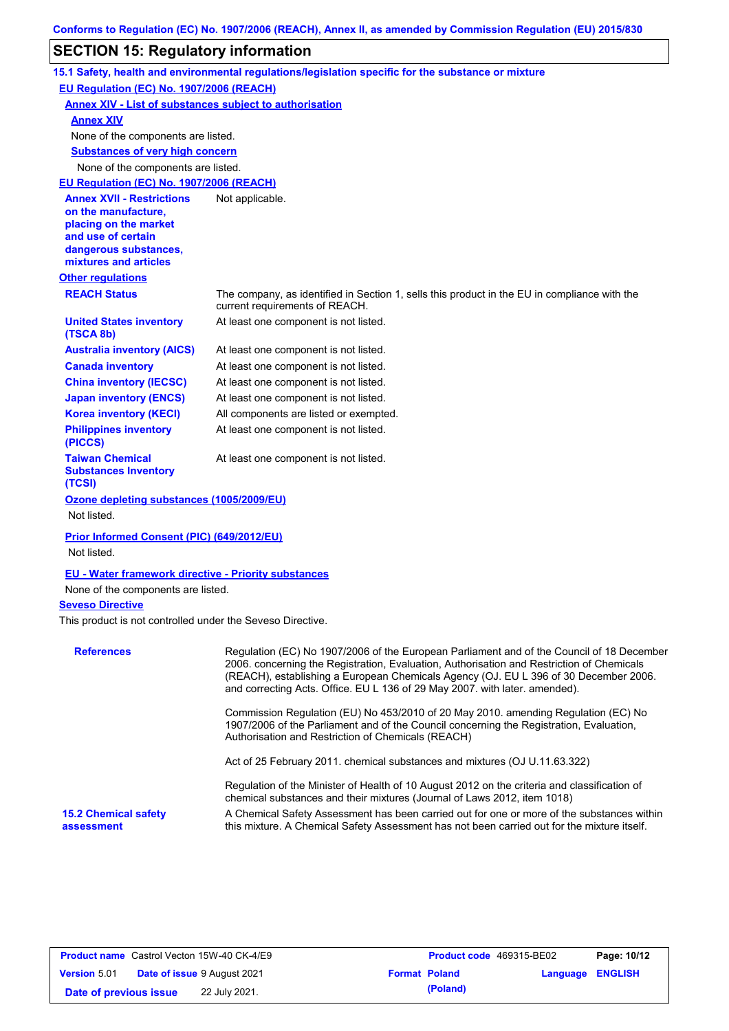## SECTION 15: Regulatory information

### 15.1 Safety, health and environmental regulations/legislation specific for the substance or mixture

**EU Regulation (EC) No. 1907/2006 (REACH)**

**Annex XIV - List of substances subject to authorisation**

**Annex XIV**

None of the components are listed.

**Substances of very high concern**

None of the components are listed.

**EU Regulation (EC) No. 1907/2006 (REACH)**

| | |
|---|---|
| **Annex XVII - Restrictions on the manufacture, placing on the market and use of certain dangerous substances, mixtures and articles** | Not applicable. |

**Other regulations**

| | |
|---|---|
| **REACH Status** | The company, as identified in Section 1, sells this product in the EU in compliance with the current requirements of REACH. |
| **United States inventory (TSCA 8b)** | At least one component is not listed. |
| **Australia inventory (AICS)** | At least one component is not listed. |
| **Canada inventory** | At least one component is not listed. |
| **China inventory (IECSC)** | At least one component is not listed. |
| **Japan inventory (ENCS)** | At least one component is not listed. |
| **Korea inventory (KECI)** | All components are listed or exempted. |
| **Philippines inventory (PICCS)** | At least one component is not listed. |
| **Taiwan Chemical Substances Inventory (TCSI)** | At least one component is not listed. |

**Ozone depleting substances (1005/2009/EU)**

Not listed.

**Prior Informed Consent (PIC) (649/2012/EU)**

Not listed.

**EU - Water framework directive - Priority substances**

None of the components are listed.

**Seveso Directive**

This product is not controlled under the Seveso Directive.

**References**

Regulation (EC) No 1907/2006 of the European Parliament and of the Council of 18 December 2006. concerning the Registration, Evaluation, Authorisation and Restriction of Chemicals (REACH), establishing a European Chemicals Agency (OJ. EU L 396 of 30 December 2006. and correcting Acts. Office. EU L 136 of 29 May 2007. with later. amended).

Commission Regulation (EU) No 453/2010 of 20 May 2010. amending Regulation (EC) No 1907/2006 of the Parliament and of the Council concerning the Registration, Evaluation, Authorisation and Restriction of Chemicals (REACH)

Act of 25 February 2011. chemical substances and mixtures (OJ U.11.63.322)

Regulation of the Minister of Health of 10 August 2012 on the criteria and classification of chemical substances and their mixtures (Journal of Laws 2012, item 1018)

### 15.2 Chemical safety assessment

A Chemical Safety Assessment has been carried out for one or more of the substances within this mixture. A Chemical Safety Assessment has not been carried out for the mixture itself.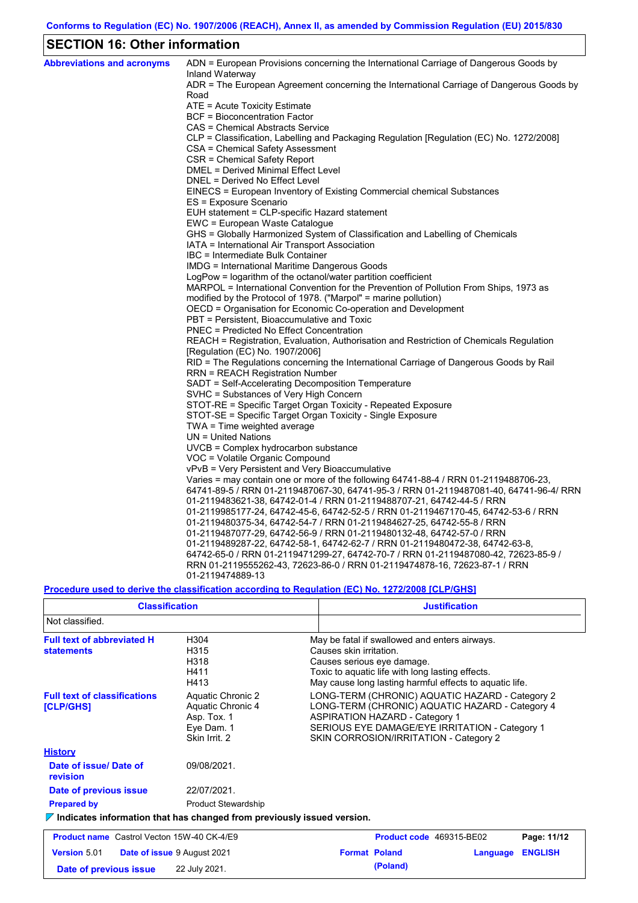Conforms to Regulation (EC) No. 1907/2006 (REACH), Annex II, as amended by Commission Regulation (EU) 2015/830

## SECTION 16: Other information

**Abbreviations and acronyms**

ADN = European Provisions concerning the International Carriage of Dangerous Goods by Inland Waterway
ADR = The European Agreement concerning the International Carriage of Dangerous Goods by Road
ATE = Acute Toxicity Estimate
BCF = Bioconcentration Factor
CAS = Chemical Abstracts Service
CLP = Classification, Labelling and Packaging Regulation [Regulation (EC) No. 1272/2008]
CSA = Chemical Safety Assessment
CSR = Chemical Safety Report
DMEL = Derived Minimal Effect Level
DNEL = Derived No Effect Level
EINECS = European Inventory of Existing Commercial chemical Substances
ES = Exposure Scenario
EUH statement = CLP-specific Hazard statement
EWC = European Waste Catalogue
GHS = Globally Harmonized System of Classification and Labelling of Chemicals
IATA = International Air Transport Association
IBC = Intermediate Bulk Container
IMDG = International Maritime Dangerous Goods
LogPow = logarithm of the octanol/water partition coefficient
MARPOL = International Convention for the Prevention of Pollution From Ships, 1973 as modified by the Protocol of 1978. ("Marpol" = marine pollution)
OECD = Organisation for Economic Co-operation and Development
PBT = Persistent, Bioaccumulative and Toxic
PNEC = Predicted No Effect Concentration
REACH = Registration, Evaluation, Authorisation and Restriction of Chemicals Regulation [Regulation (EC) No. 1907/2006]
RID = The Regulations concerning the International Carriage of Dangerous Goods by Rail
RRN = REACH Registration Number
SADT = Self-Accelerating Decomposition Temperature
SVHC = Substances of Very High Concern
STOT-RE = Specific Target Organ Toxicity - Repeated Exposure
STOT-SE = Specific Target Organ Toxicity - Single Exposure
TWA = Time weighted average
UN = United Nations
UVCB = Complex hydrocarbon substance
VOC = Volatile Organic Compound
vPvB = Very Persistent and Very Bioaccumulative
Varies = may contain one or more of the following 64741-88-4 / RRN 01-2119488706-23, 64741-89-5 / RRN 01-2119487067-30, 64741-95-3 / RRN 01-2119487081-40, 64741-96-4/ RRN 01-2119483621-38, 64742-01-4 / RRN 01-2119488707-21, 64742-44-5 / RRN 01-2119985177-24, 64742-45-6, 64742-52-5 / RRN 01-2119467170-45, 64742-53-6 / RRN 01-2119480375-34, 64742-54-7 / RRN 01-2119484627-25, 64742-55-8 / RRN 01-2119487077-29, 64742-56-9 / RRN 01-2119480132-48, 64742-57-0 / RRN 01-2119489287-22, 64742-58-1, 64742-62-7 / RRN 01-2119480472-38, 64742-63-8, 64742-65-0 / RRN 01-2119471299-27, 64742-70-7 / RRN 01-2119487080-42, 72623-85-9 / RRN 01-2119555262-43, 72623-86-0 / RRN 01-2119474878-16, 72623-87-1 / RRN 01-2119474889-13

**Procedure used to derive the classification according to Regulation (EC) No. 1272/2008 [CLP/GHS]**

| Classification | Justification |
|---|---|
| Not classified. | |

**Full text of abbreviated H statements**

| | |
|---|---|
| H304 | May be fatal if swallowed and enters airways. |
| H315 | Causes skin irritation. |
| H318 | Causes serious eye damage. |
| H411 | Toxic to aquatic life with long lasting effects. |
| H413 | May cause long lasting harmful effects to aquatic life. |

**Full text of classifications [CLP/GHS]**

| | |
|---|---|
| Aquatic Chronic 2 | LONG-TERM (CHRONIC) AQUATIC HAZARD - Category 2 |
| Aquatic Chronic 4 | LONG-TERM (CHRONIC) AQUATIC HAZARD - Category 4 |
| Asp. Tox. 1 | ASPIRATION HAZARD - Category 1 |
| Eye Dam. 1 | SERIOUS EYE DAMAGE/EYE IRRITATION - Category 1 |
| Skin Irrit. 2 | SKIN CORROSION/IRRITATION - Category 2 |

**History**

**Date of issue/ Date of revision**: 09/08/2021.

**Date of previous issue**: 22/07/2021.

**Prepared by**: Product Stewardship

▼ **Indicates information that has changed from previously issued version.**

| | | | |
|---|---|---|---|
| **Product name** Castrol Vecton 15W-40 CK-4/E9 | | **Product code** 469315-BE02 | **Page: 11/12** |
| **Version** 5.01 | **Date of issue** 9 August 2021 | **Format** Poland (Poland) | **Language** ENGLISH |
| **Date of previous issue** | 22 July 2021. | | |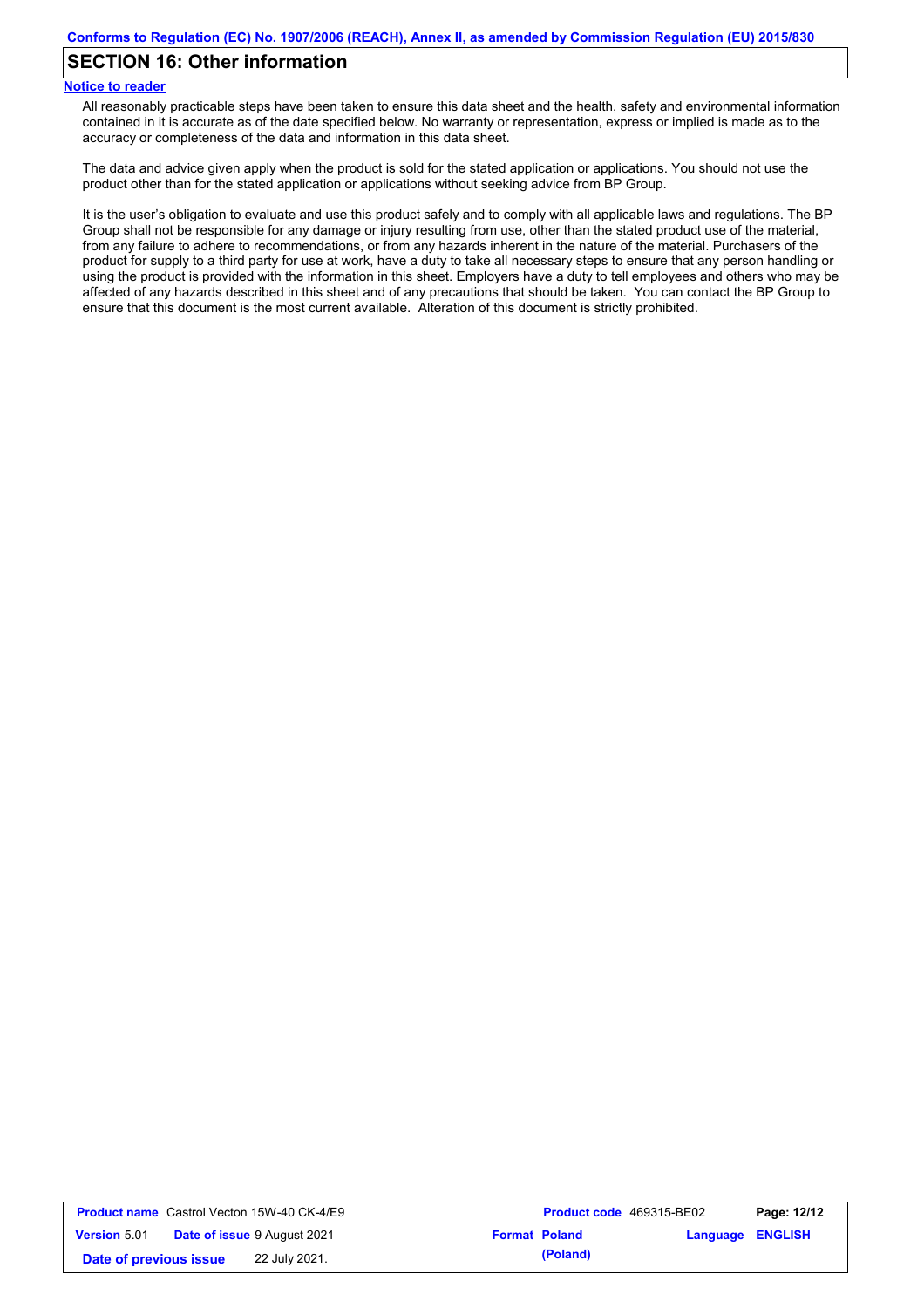## SECTION 16: Other information

**Notice to reader**

All reasonably practicable steps have been taken to ensure this data sheet and the health, safety and environmental information contained in it is accurate as of the date specified below. No warranty or representation, express or implied is made as to the accuracy or completeness of the data and information in this data sheet.

The data and advice given apply when the product is sold for the stated application or applications. You should not use the product other than for the stated application or applications without seeking advice from BP Group.

It is the user's obligation to evaluate and use this product safely and to comply with all applicable laws and regulations. The BP Group shall not be responsible for any damage or injury resulting from use, other than the stated product use of the material, from any failure to adhere to recommendations, or from any hazards inherent in the nature of the material. Purchasers of the product for supply to a third party for use at work, have a duty to take all necessary steps to ensure that any person handling or using the product is provided with the information in this sheet. Employers have a duty to tell employees and others who may be affected of any hazards described in this sheet and of any precautions that should be taken. You can contact the BP Group to ensure that this document is the most current available. Alteration of this document is strictly prohibited.